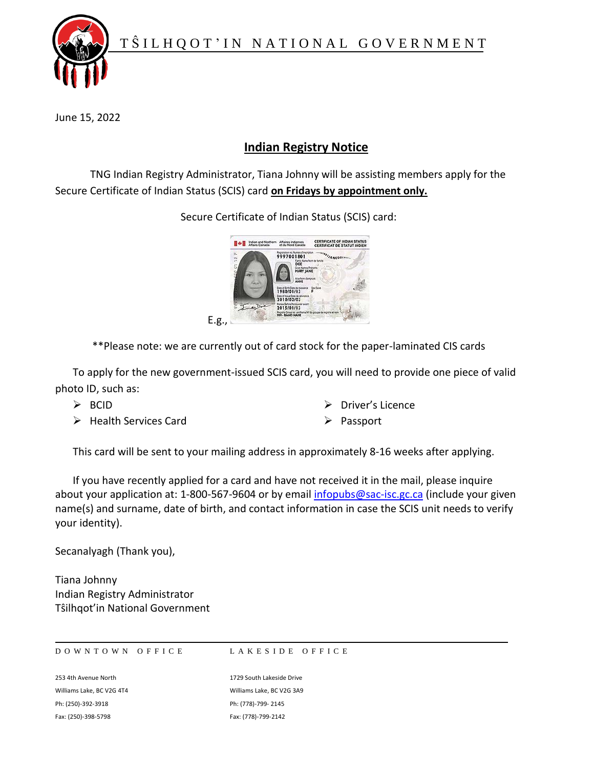TŜILHQOT'IN NATIONAL GOVERNMENT

June 15, 2022

## Indian Registry Notice

TNG Indian Registry Administrator, Tiana Johnny will be assisting members apply for the Secure Certificate of Indian Status (SCIS) card **on Fridays by appointment only.**

Secure Certificate of Indian Status (SCIS) card:

E.g.,

**Please note: we are currently out of card stock for the paper-laminated CIS cards

To apply for the new government-issued SCIS card, you will need to provide one piece of valid photo ID, such as:

- BCID
- Health Services Card
- Driver's Licence
- Passport

This card will be sent to your mailing address in approximately 8-16 weeks after applying.

If you have recently applied for a card and have not received it in the mail, please inquire about your application at: 1-800-567-9604 or by email infopubs@sac-isc.gc.ca (include your given name(s) and surname, date of birth, and contact information in case the SCIS unit needs to verify your identity).

Secanalyagh (Thank you),

Tiana Johnny
Indian Registry Administrator
Tŝilhqot'in National Government

DOWNTOWN OFFICE

253 4th Avenue North
Williams Lake, BC V2G 4T4
Ph: (250)-392-3918
Fax: (250)-398-5798

LAKESIDE OFFICE

1729 South Lakeside Drive
Williams Lake, BC V2G 3A9
Ph: (778)-799- 2145
Fax: (778)-799-2142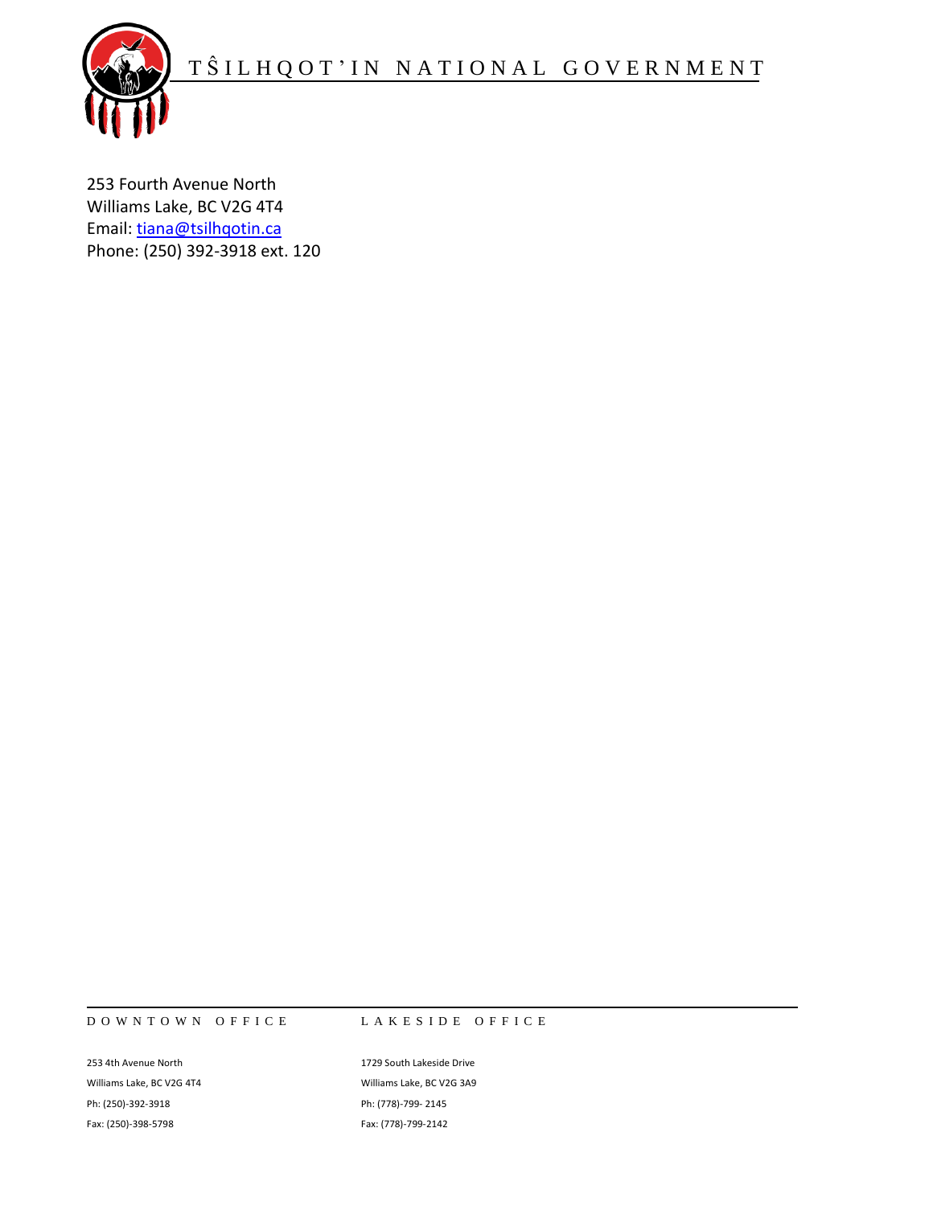# TŜILHQOT'IN NATIONAL GOVERNMENT

253 Fourth Avenue North
Williams Lake, BC V2G 4T4
Email: tiana@tsilhqotin.ca
Phone: (250) 392-3918 ext. 120

| DOWNTOWN OFFICE | LAKESIDE OFFICE |
|---|---|
| 253 4th Avenue North | 1729 South Lakeside Drive |
| Williams Lake, BC V2G 4T4 | Williams Lake, BC V2G 3A9 |
| Ph: (250)-392-3918 | Ph: (778)-799- 2145 |
| Fax: (250)-398-5798 | Fax: (778)-799-2142 |